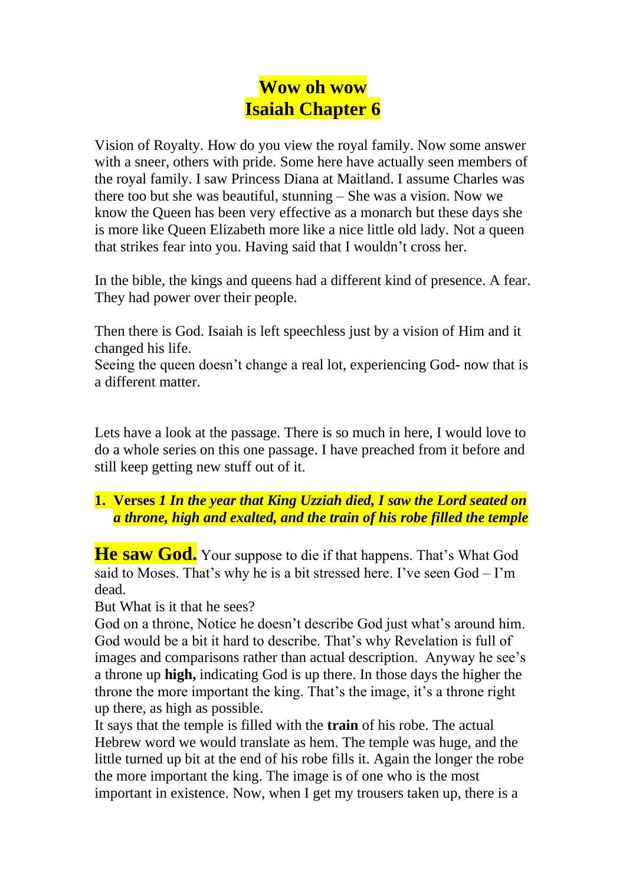# Wow oh wow
# Isaiah Chapter 6

Vision of Royalty. How do you view the royal family. Now some answer with a sneer, others with pride. Some here have actually seen members of the royal family. I saw Princess Diana at Maitland. I assume Charles was there too but she was beautiful, stunning – She was a vision. Now we know the Queen has been very effective as a monarch but these days she is more like Queen Elizabeth more like a nice little old lady. Not a queen that strikes fear into you. Having said that I wouldn't cross her.

In the bible, the kings and queens had a different kind of presence. A fear. They had power over their people.

Then there is God. Isaiah is left speechless just by a vision of Him and it changed his life.
Seeing the queen doesn't change a real lot, experiencing God- now that is a different matter.

Lets have a look at the passage. There is so much in here, I would love to do a whole series on this one passage. I have preached from it before and still keep getting new stuff out of it.

1. **Verses** ***1 In the year that King Uzziah died, I saw the Lord seated on a throne, high and exalted, and the train of his robe filled the temple***

**He saw God.** Your suppose to die if that happens. That's What God said to Moses. That's why he is a bit stressed here. I've seen God – I'm dead.
But What is it that he sees?
God on a throne, Notice he doesn't describe God just what's around him. God would be a bit it hard to describe. That's why Revelation is full of images and comparisons rather than actual description. Anyway he see's a throne up **high,** indicating God is up there. In those days the higher the throne the more important the king. That's the image, it's a throne right up there, as high as possible.
It says that the temple is filled with the **train** of his robe. The actual Hebrew word we would translate as hem. The temple was huge, and the little turned up bit at the end of his robe fills it. Again the longer the robe the more important the king. The image is of one who is the most important in existence. Now, when I get my trousers taken up, there is a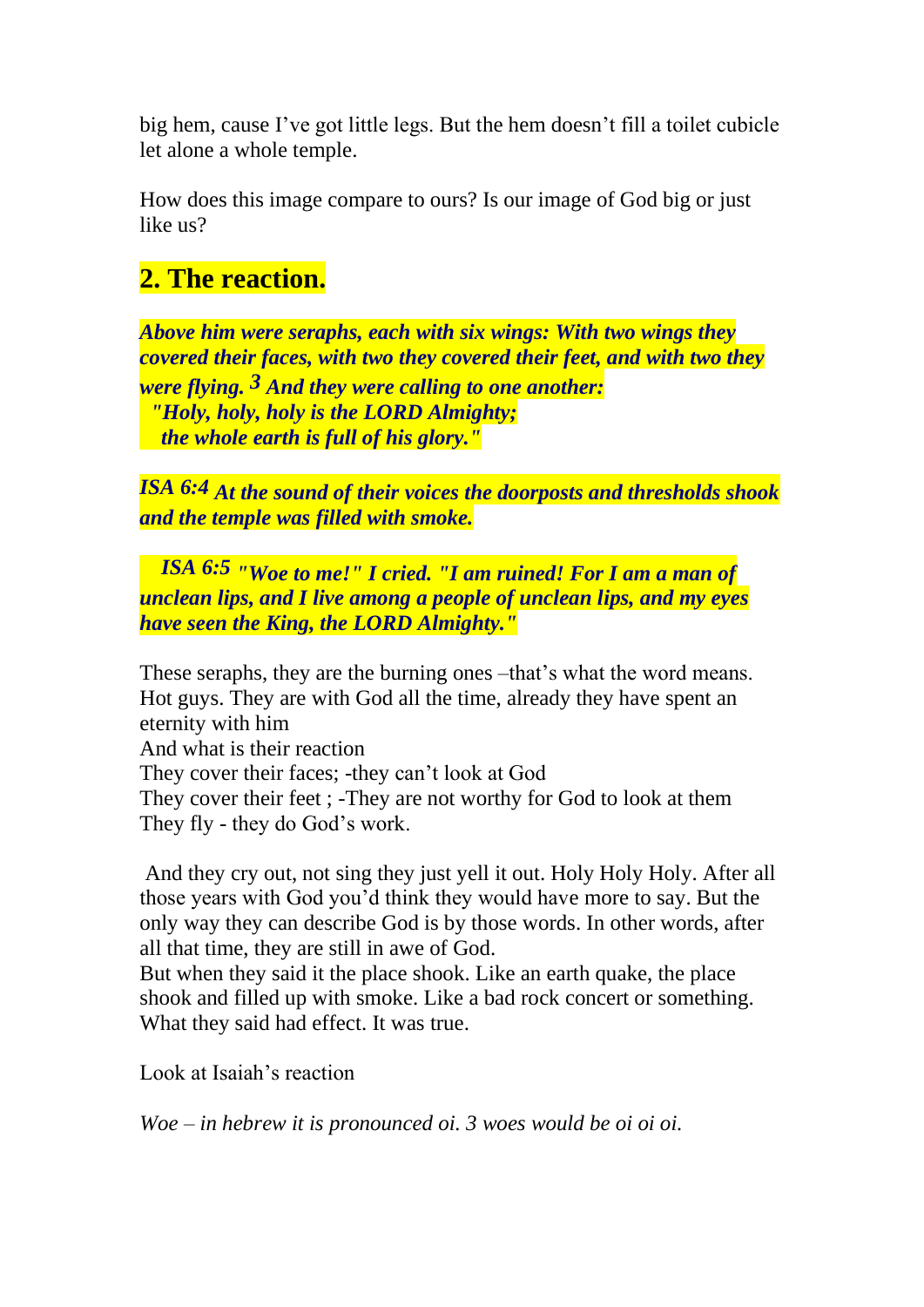big hem, cause I've got little legs. But the hem doesn't fill a toilet cubicle let alone a whole temple.

How does this image compare to ours? Is our image of God big or just like us?

## 2. The reaction.

***Above him were seraphs, each with six wings: With two wings they covered their faces, with two they covered their feet, and with two they were flying. 3 And they were calling to one another:***
***"Holy, holy, holy is the LORD Almighty;***
***the whole earth is full of his glory."***

***ISA 6:4 At the sound of their voices the doorposts and thresholds shook and the temple was filled with smoke.***

***ISA 6:5 "Woe to me!" I cried. "I am ruined! For I am a man of unclean lips, and I live among a people of unclean lips, and my eyes have seen the King, the LORD Almighty."***

These seraphs, they are the burning ones –that's what the word means. Hot guys. They are with God all the time, already they have spent an eternity with him
And what is their reaction
They cover their faces; -they can't look at God
They cover their feet ; -They are not worthy for God to look at them
They fly - they do God's work.

And they cry out, not sing they just yell it out. Holy Holy Holy. After all those years with God you'd think they would have more to say. But the only way they can describe God is by those words. In other words, after all that time, they are still in awe of God.
But when they said it the place shook. Like an earth quake, the place shook and filled up with smoke. Like a bad rock concert or something. What they said had effect. It was true.

Look at Isaiah's reaction

*Woe – in hebrew it is pronounced oi. 3 woes would be oi oi oi.*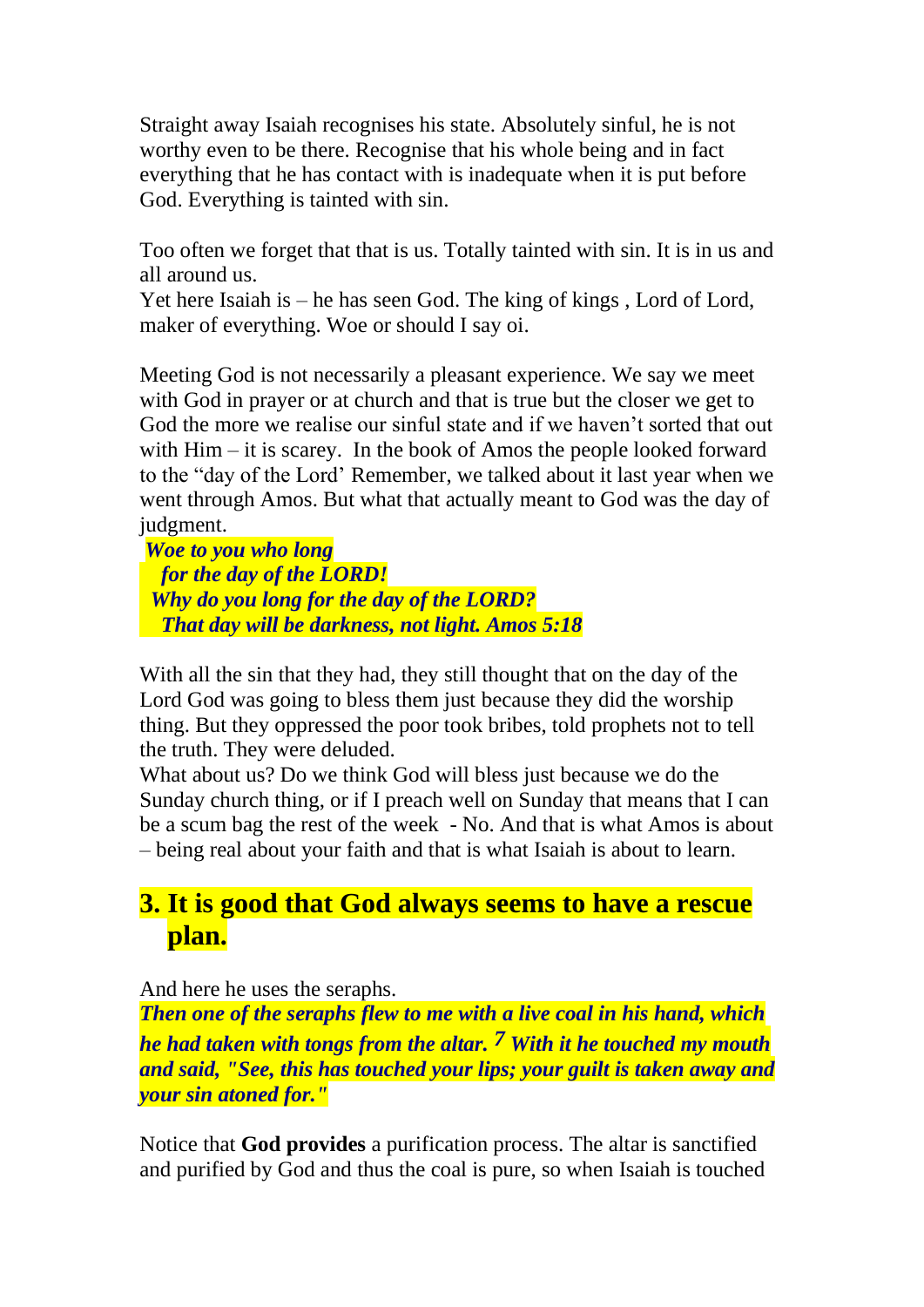Straight away Isaiah recognises his state. Absolutely sinful, he is not worthy even to be there. Recognise that his whole being and in fact everything that he has contact with is inadequate when it is put before God. Everything is tainted with sin.

Too often we forget that that is us. Totally tainted with sin. It is in us and all around us.
Yet here Isaiah is – he has seen God. The king of kings , Lord of Lord, maker of everything. Woe or should I say oi.

Meeting God is not necessarily a pleasant experience. We say we meet with God in prayer or at church and that is true but the closer we get to God the more we realise our sinful state and if we haven't sorted that out with Him – it is scarey.  In the book of Amos the people looked forward to the "day of the Lord' Remember, we talked about it last year when we went through Amos. But what that actually meant to God was the day of judgment.

***Woe to you who long***
***for the day of the LORD!***
***Why do you long for the day of the LORD?***
***That day will be darkness, not light. Amos 5:18***

With all the sin that they had, they still thought that on the day of the Lord God was going to bless them just because they did the worship thing. But they oppressed the poor took bribes, told prophets not to tell the truth. They were deluded.
What about us? Do we think God will bless just because we do the Sunday church thing, or if I preach well on Sunday that means that I can be a scum bag the rest of the week  - No. And that is what Amos is about – being real about your faith and that is what Isaiah is about to learn.

## 3. It is good that God always seems to have a rescue plan.

And here he uses the seraphs.
***Then one of the seraphs flew to me with a live coal in his hand, which he had taken with tongs from the altar. 7 With it he touched my mouth and said, "See, this has touched your lips; your guilt is taken away and your sin atoned for."***

Notice that **God provides** a purification process. The altar is sanctified and purified by God and thus the coal is pure, so when Isaiah is touched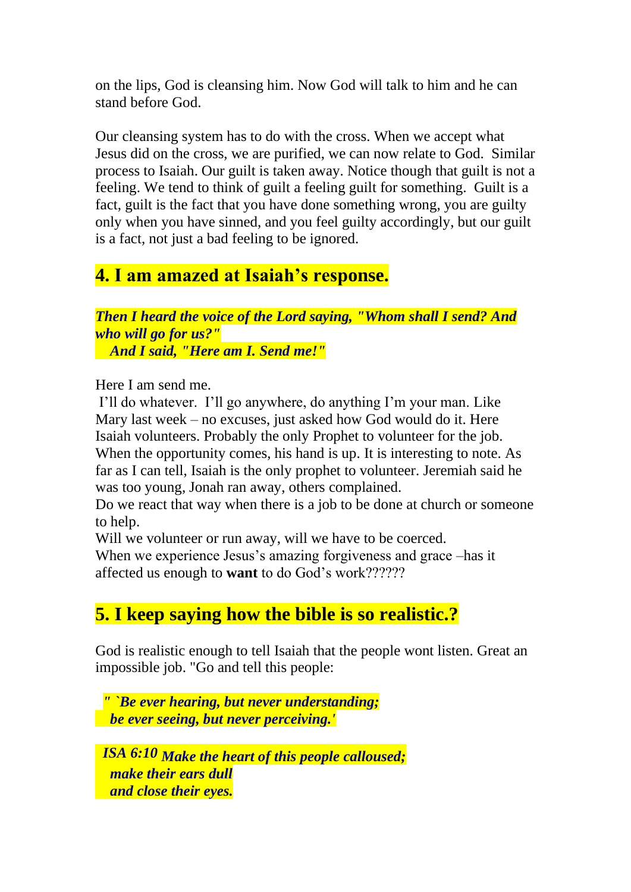on the lips, God is cleansing him. Now God will talk to him and he can stand before God.

Our cleansing system has to do with the cross. When we accept what Jesus did on the cross, we are purified, we can now relate to God. Similar process to Isaiah. Our guilt is taken away. Notice though that guilt is not a feeling. We tend to think of guilt a feeling guilt for something. Guilt is a fact, guilt is the fact that you have done something wrong, you are guilty only when you have sinned, and you feel guilty accordingly, but our guilt is a fact, not just a bad feeling to be ignored.

## 4. I am amazed at Isaiah's response.

***Then I heard the voice of the Lord saying, "Whom shall I send? And who will go for us?"***
***And I said, "Here am I. Send me!"***

Here I am send me.
I'll do whatever. I'll go anywhere, do anything I'm your man. Like Mary last week – no excuses, just asked how God would do it. Here Isaiah volunteers. Probably the only Prophet to volunteer for the job. When the opportunity comes, his hand is up. It is interesting to note. As far as I can tell, Isaiah is the only prophet to volunteer. Jeremiah said he was too young, Jonah ran away, others complained.
Do we react that way when there is a job to be done at church or someone to help.
Will we volunteer or run away, will we have to be coerced.
When we experience Jesus's amazing forgiveness and grace –has it affected us enough to **want** to do God's work??????

## 5. I keep saying how the bible is so realistic.?

God is realistic enough to tell Isaiah that the people wont listen. Great an impossible job. "Go and tell this people:

***" `Be ever hearing, but never understanding;***
***be ever seeing, but never perceiving.'***

***ISA 6:10 Make the heart of this people calloused;***
***make their ears dull***
***and close their eyes.***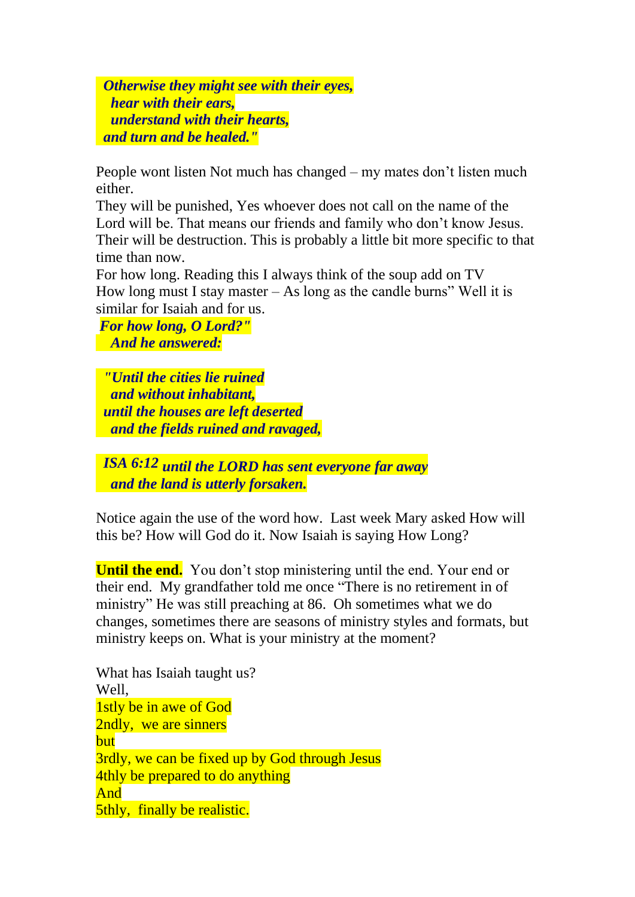*Otherwise they might see with their eyes,*
*hear with their ears,*
*understand with their hearts,*
*and turn and be healed."*

People wont listen Not much has changed – my mates don't listen much either.
They will be punished, Yes whoever does not call on the name of the Lord will be. That means our friends and family who don't know Jesus.
Their will be destruction. This is probably a little bit more specific to that time than now.
For how long. Reading this I always think of the soup add on TV
How long must I stay master – As long as the candle burns" Well it is similar for Isaiah and for us.

*For how long, O Lord?"*
*And he answered:*

*"Until the cities lie ruined*
*and without inhabitant,*
*until the houses are left deserted*
*and the fields ruined and ravaged,*

*ISA 6:12 until the LORD has sent everyone far away*
*and the land is utterly forsaken.*

Notice again the use of the word how. Last week Mary asked How will this be? How will God do it. Now Isaiah is saying How Long?

**Until the end.** You don't stop ministering until the end. Your end or their end. My grandfather told me once "There is no retirement in of ministry" He was still preaching at 86. Oh sometimes what we do changes, sometimes there are seasons of ministry styles and formats, but ministry keeps on. What is your ministry at the moment?

What has Isaiah taught us?
Well,
1stly be in awe of God
2ndly, we are sinners
but
3rdly, we can be fixed up by God through Jesus
4thly be prepared to do anything
And
5thly, finally be realistic.